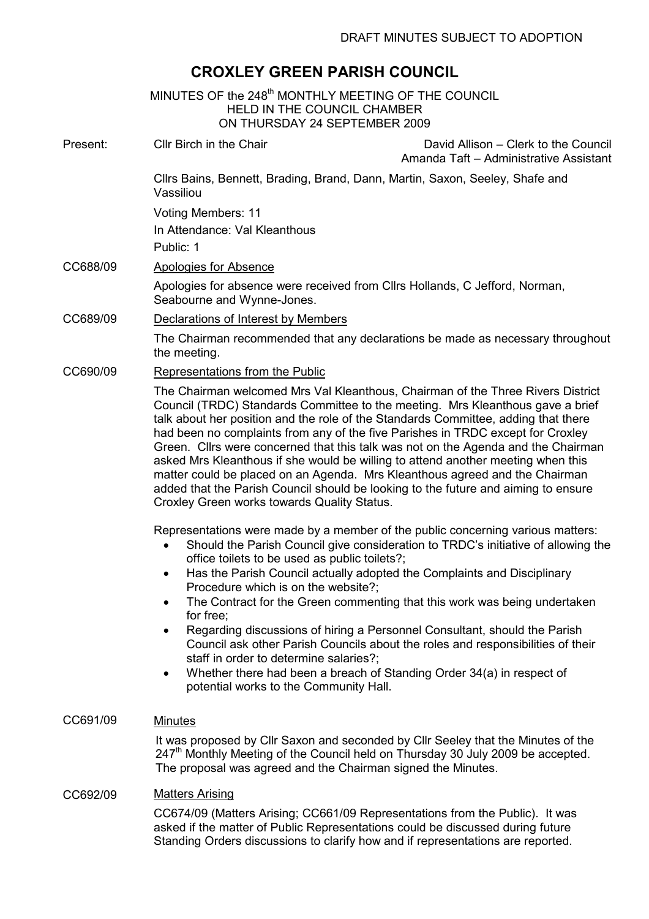DRAFT MINUTES SUBJECT TO ADOPTION

# CROXLEY GREEN PARISH COUNCIL

MINUTES OF the 248th MONTHLY MEETING OF THE COUNCIL
HELD IN THE COUNCIL CHAMBER
ON THURSDAY 24 SEPTEMBER 2009

**Present:** Cllr Birch in the Chair

David Allison – Clerk to the Council
Amanda Taft – Administrative Assistant

Cllrs Bains, Bennett, Brading, Brand, Dann, Martin, Saxon, Seeley, Shafe and Vassiliou

Voting Members: 11

In Attendance: Val Kleanthous

Public: 1

**CC688/09** Apologies for Absence

Apologies for absence were received from Cllrs Hollands, C Jefford, Norman, Seabourne and Wynne-Jones.

**CC689/09** Declarations of Interest by Members

The Chairman recommended that any declarations be made as necessary throughout the meeting.

**CC690/09** Representations from the Public

The Chairman welcomed Mrs Val Kleanthous, Chairman of the Three Rivers District Council (TRDC) Standards Committee to the meeting. Mrs Kleanthous gave a brief talk about her position and the role of the Standards Committee, adding that there had been no complaints from any of the five Parishes in TRDC except for Croxley Green. Cllrs were concerned that this talk was not on the Agenda and the Chairman asked Mrs Kleanthous if she would be willing to attend another meeting when this matter could be placed on an Agenda. Mrs Kleanthous agreed and the Chairman added that the Parish Council should be looking to the future and aiming to ensure Croxley Green works towards Quality Status.

Representations were made by a member of the public concerning various matters:

- Should the Parish Council give consideration to TRDC's initiative of allowing the office toilets to be used as public toilets?;
- Has the Parish Council actually adopted the Complaints and Disciplinary Procedure which is on the website?;
- The Contract for the Green commenting that this work was being undertaken for free;
- Regarding discussions of hiring a Personnel Consultant, should the Parish Council ask other Parish Councils about the roles and responsibilities of their staff in order to determine salaries?;
- Whether there had been a breach of Standing Order 34(a) in respect of potential works to the Community Hall.

**CC691/09** Minutes

It was proposed by Cllr Saxon and seconded by Cllr Seeley that the Minutes of the 247th Monthly Meeting of the Council held on Thursday 30 July 2009 be accepted. The proposal was agreed and the Chairman signed the Minutes.

**CC692/09** Matters Arising

CC674/09 (Matters Arising; CC661/09 Representations from the Public). It was asked if the matter of Public Representations could be discussed during future Standing Orders discussions to clarify how and if representations are reported.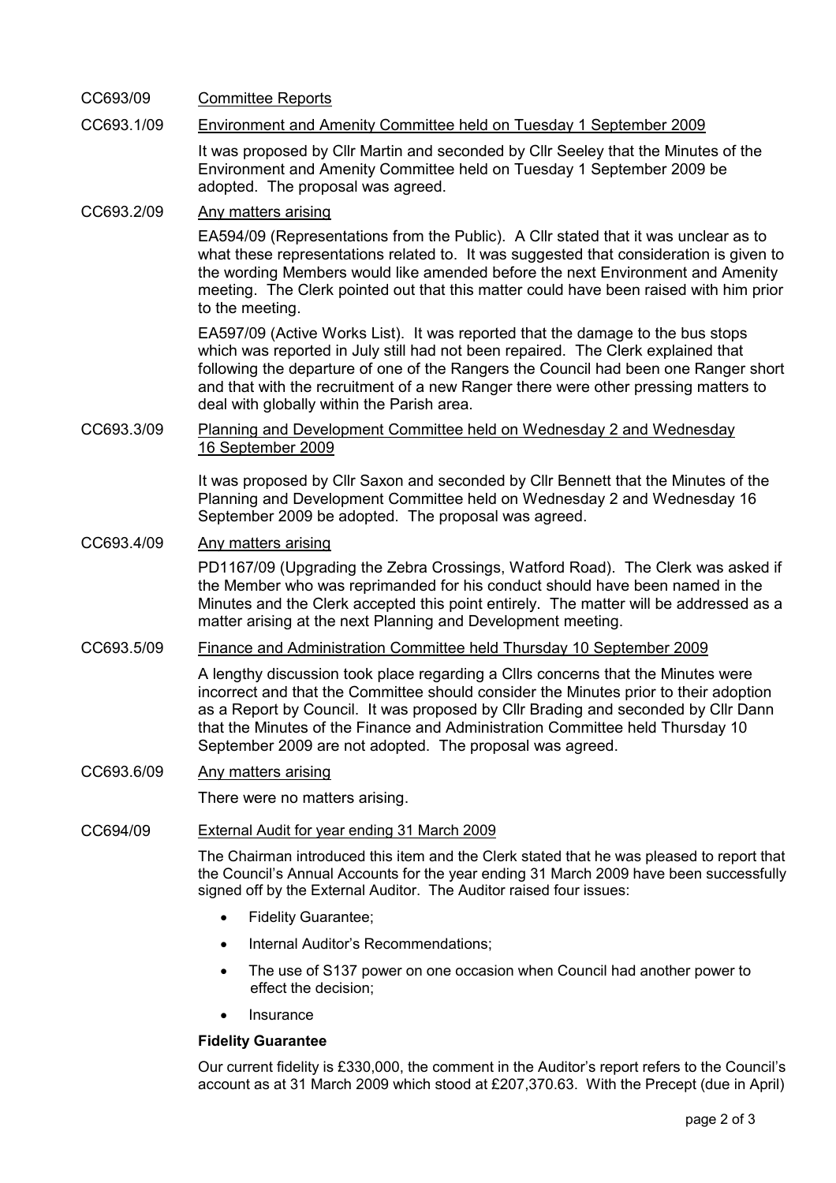CC693/09 Committee Reports

CC693.1/09 Environment and Amenity Committee held on Tuesday 1 September 2009

It was proposed by Cllr Martin and seconded by Cllr Seeley that the Minutes of the Environment and Amenity Committee held on Tuesday 1 September 2009 be adopted. The proposal was agreed.

CC693.2/09 Any matters arising

EA594/09 (Representations from the Public). A Cllr stated that it was unclear as to what these representations related to. It was suggested that consideration is given to the wording Members would like amended before the next Environment and Amenity meeting. The Clerk pointed out that this matter could have been raised with him prior to the meeting.

EA597/09 (Active Works List). It was reported that the damage to the bus stops which was reported in July still had not been repaired. The Clerk explained that following the departure of one of the Rangers the Council had been one Ranger short and that with the recruitment of a new Ranger there were other pressing matters to deal with globally within the Parish area.

CC693.3/09 Planning and Development Committee held on Wednesday 2 and Wednesday 16 September 2009

It was proposed by Cllr Saxon and seconded by Cllr Bennett that the Minutes of the Planning and Development Committee held on Wednesday 2 and Wednesday 16 September 2009 be adopted. The proposal was agreed.

CC693.4/09 Any matters arising

PD1167/09 (Upgrading the Zebra Crossings, Watford Road). The Clerk was asked if the Member who was reprimanded for his conduct should have been named in the Minutes and the Clerk accepted this point entirely. The matter will be addressed as a matter arising at the next Planning and Development meeting.

CC693.5/09 Finance and Administration Committee held Thursday 10 September 2009

A lengthy discussion took place regarding a Cllrs concerns that the Minutes were incorrect and that the Committee should consider the Minutes prior to their adoption as a Report by Council. It was proposed by Cllr Brading and seconded by Cllr Dann that the Minutes of the Finance and Administration Committee held Thursday 10 September 2009 are not adopted. The proposal was agreed.

CC693.6/09 Any matters arising

There were no matters arising.

CC694/09 External Audit for year ending 31 March 2009

The Chairman introduced this item and the Clerk stated that he was pleased to report that the Council's Annual Accounts for the year ending 31 March 2009 have been successfully signed off by the External Auditor. The Auditor raised four issues:

- Fidelity Guarantee;
- Internal Auditor's Recommendations;
- The use of S137 power on one occasion when Council had another power to effect the decision;
- Insurance

**Fidelity Guarantee**

Our current fidelity is £330,000, the comment in the Auditor's report refers to the Council's account as at 31 March 2009 which stood at £207,370.63. With the Precept (due in April)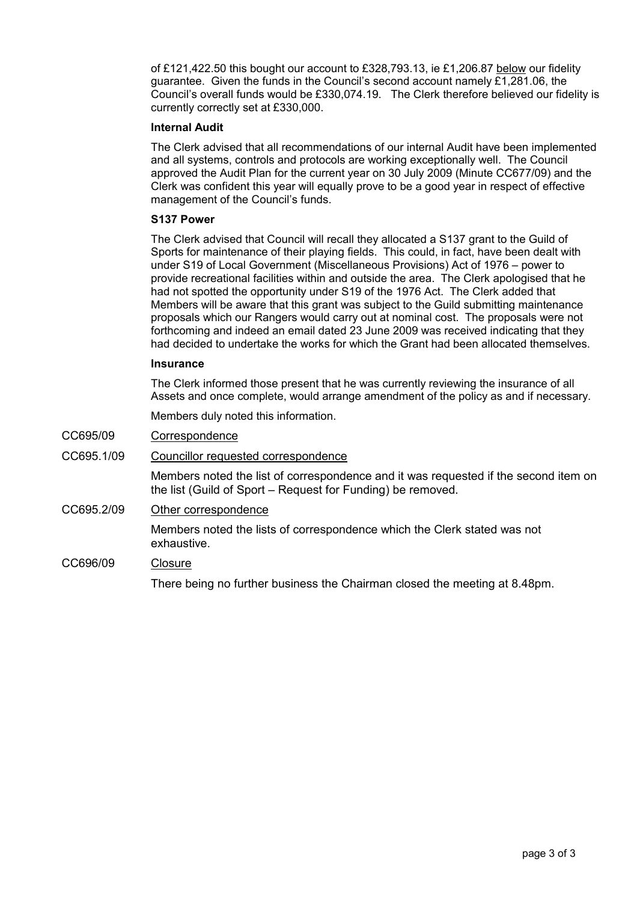of £121,422.50 this bought our account to £328,793.13, ie £1,206.87 <u>below</u> our fidelity guarantee. Given the funds in the Council's second account namely £1,281.06, the Council's overall funds would be £330,074.19. The Clerk therefore believed our fidelity is currently correctly set at £330,000.

**Internal Audit**

The Clerk advised that all recommendations of our internal Audit have been implemented and all systems, controls and protocols are working exceptionally well. The Council approved the Audit Plan for the current year on 30 July 2009 (Minute CC677/09) and the Clerk was confident this year will equally prove to be a good year in respect of effective management of the Council's funds.

**S137 Power**

The Clerk advised that Council will recall they allocated a S137 grant to the Guild of Sports for maintenance of their playing fields. This could, in fact, have been dealt with under S19 of Local Government (Miscellaneous Provisions) Act of 1976 – power to provide recreational facilities within and outside the area. The Clerk apologised that he had not spotted the opportunity under S19 of the 1976 Act. The Clerk added that Members will be aware that this grant was subject to the Guild submitting maintenance proposals which our Rangers would carry out at nominal cost. The proposals were not forthcoming and indeed an email dated 23 June 2009 was received indicating that they had decided to undertake the works for which the Grant had been allocated themselves.

**Insurance**

The Clerk informed those present that he was currently reviewing the insurance of all Assets and once complete, would arrange amendment of the policy as and if necessary.

Members duly noted this information.

CC695/09 <u>Correspondence</u>

CC695.1/09 <u>Councillor requested correspondence</u>

Members noted the list of correspondence and it was requested if the second item on the list (Guild of Sport – Request for Funding) be removed.

CC695.2/09 <u>Other correspondence</u>

Members noted the lists of correspondence which the Clerk stated was not exhaustive.

CC696/09 <u>Closure</u>

There being no further business the Chairman closed the meeting at 8.48pm.